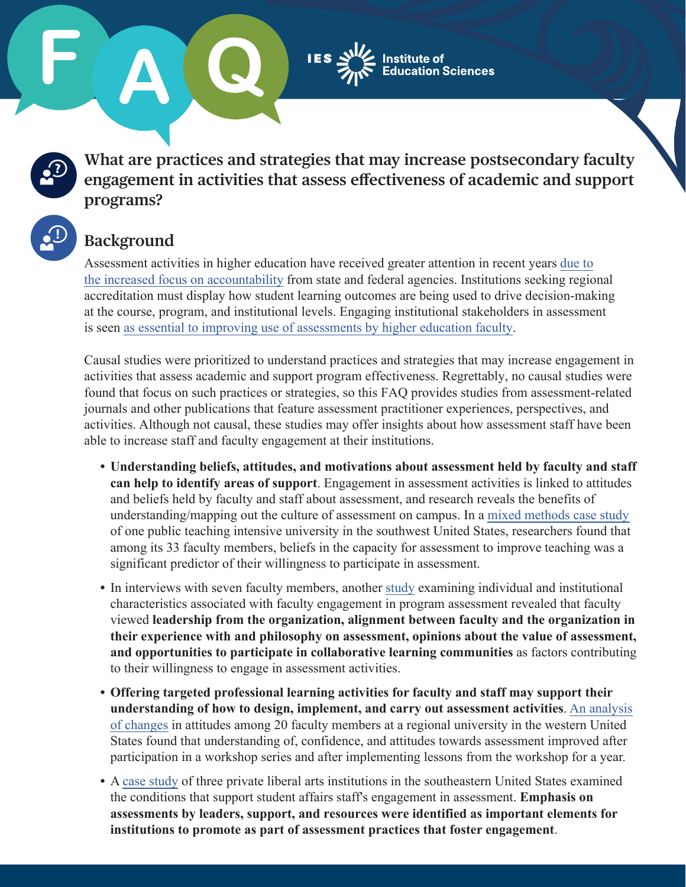FAQ

IES Institute of Education Sciences

# What are practices and strategies that may increase postsecondary faculty engagement in activities that assess effectiveness of academic and support programs?

## Background

Assessment activities in higher education have received greater attention in recent years due to the increased focus on accountability from state and federal agencies. Institutions seeking regional accreditation must display how student learning outcomes are being used to drive decision-making at the course, program, and institutional levels. Engaging institutional stakeholders in assessment is seen as essential to improving use of assessments by higher education faculty.

Causal studies were prioritized to understand practices and strategies that may increase engagement in activities that assess academic and support program effectiveness. Regrettably, no causal studies were found that focus on such practices or strategies, so this FAQ provides studies from assessment-related journals and other publications that feature assessment practitioner experiences, perspectives, and activities. Although not causal, these studies may offer insights about how assessment staff have been able to increase staff and faculty engagement at their institutions.

- **Understanding beliefs, attitudes, and motivations about assessment held by faculty and staff can help to identify areas of support**. Engagement in assessment activities is linked to attitudes and beliefs held by faculty and staff about assessment, and research reveals the benefits of understanding/mapping out the culture of assessment on campus. In a mixed methods case study of one public teaching intensive university in the southwest United States, researchers found that among its 33 faculty members, beliefs in the capacity for assessment to improve teaching was a significant predictor of their willingness to participate in assessment.
- In interviews with seven faculty members, another study examining individual and institutional characteristics associated with faculty engagement in program assessment revealed that faculty viewed **leadership from the organization, alignment between faculty and the organization in their experience with and philosophy on assessment, opinions about the value of assessment, and opportunities to participate in collaborative learning communities** as factors contributing to their willingness to engage in assessment activities.
- **Offering targeted professional learning activities for faculty and staff may support their understanding of how to design, implement, and carry out assessment activities**. An analysis of changes in attitudes among 20 faculty members at a regional university in the western United States found that understanding of, confidence, and attitudes towards assessment improved after participation in a workshop series and after implementing lessons from the workshop for a year.
- A case study of three private liberal arts institutions in the southeastern United States examined the conditions that support student affairs staff's engagement in assessment. **Emphasis on assessments by leaders, support, and resources were identified as important elements for institutions to promote as part of assessment practices that foster engagement**.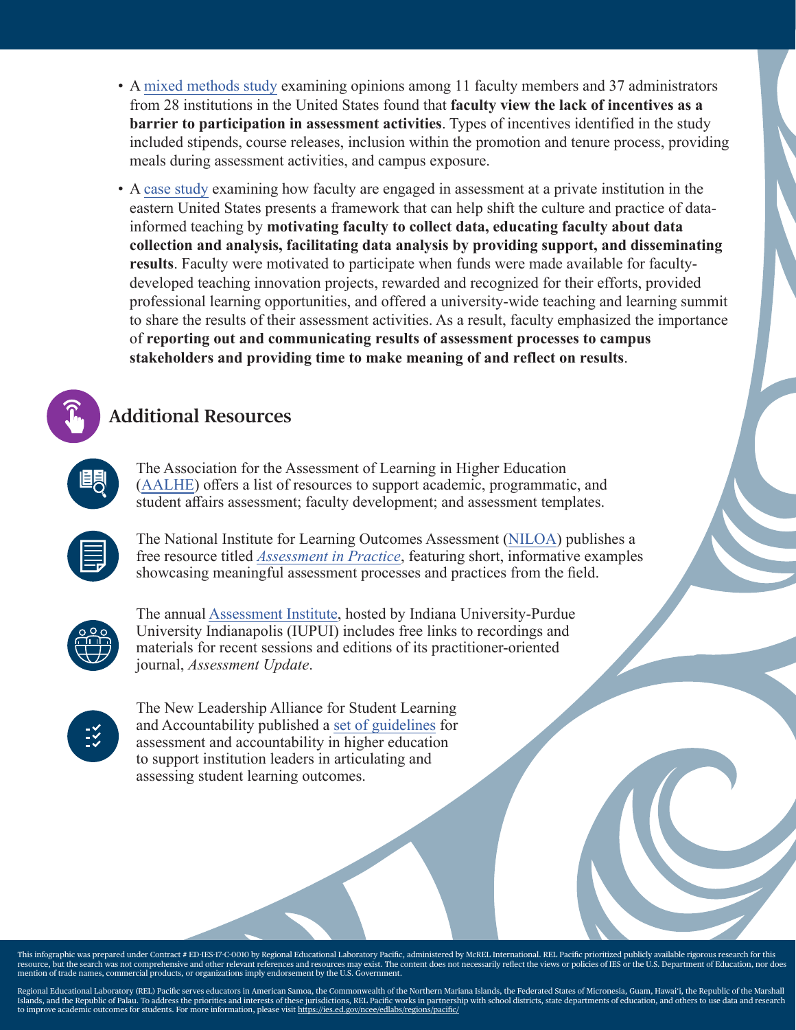- A mixed methods study examining opinions among 11 faculty members and 37 administrators from 28 institutions in the United States found that **faculty view the lack of incentives as a barrier to participation in assessment activities**. Types of incentives identified in the study included stipends, course releases, inclusion within the promotion and tenure process, providing meals during assessment activities, and campus exposure.
- A case study examining how faculty are engaged in assessment at a private institution in the eastern United States presents a framework that can help shift the culture and practice of data-informed teaching by **motivating faculty to collect data, educating faculty about data collection and analysis, facilitating data analysis by providing support, and disseminating results**. Faculty were motivated to participate when funds were made available for faculty-developed teaching innovation projects, rewarded and recognized for their efforts, provided professional learning opportunities, and offered a university-wide teaching and learning summit to share the results of their assessment activities. As a result, faculty emphasized the importance of **reporting out and communicating results of assessment processes to campus stakeholders and providing time to make meaning of and reflect on results**.

## Additional Resources

The Association for the Assessment of Learning in Higher Education (AALHE) offers a list of resources to support academic, programmatic, and student affairs assessment; faculty development; and assessment templates.

The National Institute for Learning Outcomes Assessment (NILOA) publishes a free resource titled *Assessment in Practice*, featuring short, informative examples showcasing meaningful assessment processes and practices from the field.

The annual Assessment Institute, hosted by Indiana University-Purdue University Indianapolis (IUPUI) includes free links to recordings and materials for recent sessions and editions of its practitioner-oriented journal, *Assessment Update*.

The New Leadership Alliance for Student Learning and Accountability published a set of guidelines for assessment and accountability in higher education to support institution leaders in articulating and assessing student learning outcomes.

This infographic was prepared under Contract # ED-IES-17-C-0010 by Regional Educational Laboratory Pacific, administered by McREL International. REL Pacific prioritized publicly available rigorous research for this resource, but the search was not comprehensive and other relevant references and resources may exist. The content does not necessarily reflect the views or policies of IES or the U.S. Department of Education, nor does mention of trade names, commercial products, or organizations imply endorsement by the U.S. Government.

Regional Educational Laboratory (REL) Pacific serves educators in American Samoa, the Commonwealth of the Northern Mariana Islands, the Federated States of Micronesia, Guam, Hawai'i, the Republic of the Marshall Islands, and the Republic of Palau. To address the priorities and interests of these jurisdictions, REL Pacific works in partnership with school districts, state departments of education, and others to use data and research to improve academic outcomes for students. For more information, please visit https://ies.ed.gov/ncee/edlabs/regions/pacific/